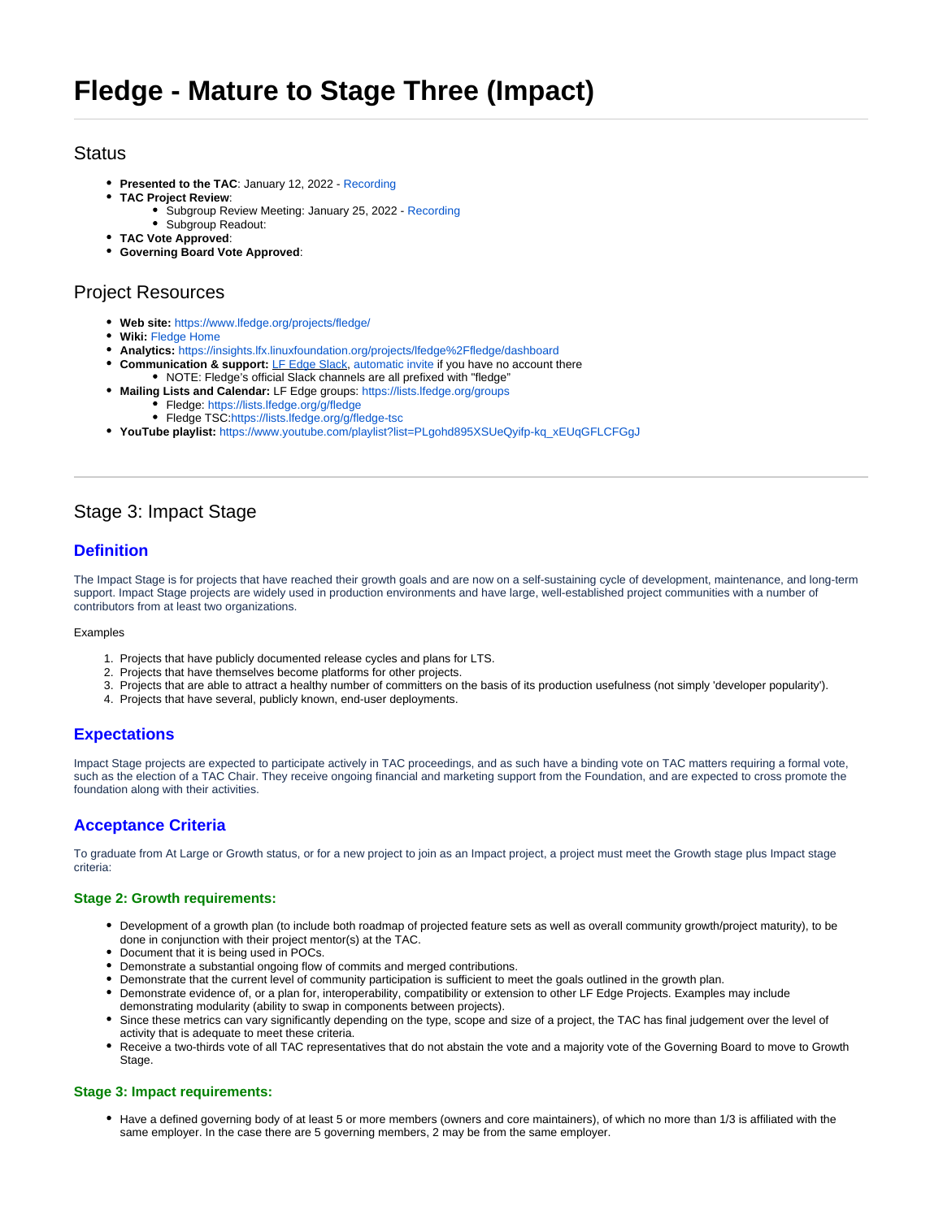# Fledge - Mature to Stage Three (Impact)

## Status

- **Presented to the TAC**: January 12, 2022 - Recording
- **TAC Project Review**:
  - Subgroup Review Meeting: January 25, 2022 - Recording
  - Subgroup Readout:
- **TAC Vote Approved**:
- **Governing Board Vote Approved**:

## Project Resources

- **Web site:** https://www.lfedge.org/projects/fledge/
- **Wiki:** Fledge Home
- **Analytics:** https://insights.lfx.linuxfoundation.org/projects/lfedge%2Ffledge/dashboard
- **Communication & support:** LF Edge Slack, automatic invite if you have no account there
  - NOTE: Fledge's official Slack channels are all prefixed with "fledge"
- **Mailing Lists and Calendar:** LF Edge groups: https://lists.lfedge.org/groups
  - Fledge: https://lists.lfedge.org/g/fledge
  - Fledge TSC:https://lists.lfedge.org/g/fledge-tsc
- **YouTube playlist:** https://www.youtube.com/playlist?list=PLgohd895XSUeQyifp-kq_xEUqGFLCFGgJ

---

## Stage 3: Impact Stage

### Definition

The Impact Stage is for projects that have reached their growth goals and are now on a self-sustaining cycle of development, maintenance, and long-term support. Impact Stage projects are widely used in production environments and have large, well-established project communities with a number of contributors from at least two organizations.

Examples

1. Projects that have publicly documented release cycles and plans for LTS.
2. Projects that have themselves become platforms for other projects.
3. Projects that are able to attract a healthy number of committers on the basis of its production usefulness (not simply 'developer popularity').
4. Projects that have several, publicly known, end-user deployments.

### Expectations

Impact Stage projects are expected to participate actively in TAC proceedings, and as such have a binding vote on TAC matters requiring a formal vote, such as the election of a TAC Chair. They receive ongoing financial and marketing support from the Foundation, and are expected to cross promote the foundation along with their activities.

### Acceptance Criteria

To graduate from At Large or Growth status, or for a new project to join as an Impact project, a project must meet the Growth stage plus Impact stage criteria:

#### Stage 2: Growth requirements:

- Development of a growth plan (to include both roadmap of projected feature sets as well as overall community growth/project maturity), to be done in conjunction with their project mentor(s) at the TAC.
- Document that it is being used in POCs.
- Demonstrate a substantial ongoing flow of commits and merged contributions.
- Demonstrate that the current level of community participation is sufficient to meet the goals outlined in the growth plan.
- Demonstrate evidence of, or a plan for, interoperability, compatibility or extension to other LF Edge Projects. Examples may include demonstrating modularity (ability to swap in components between projects).
- Since these metrics can vary significantly depending on the type, scope and size of a project, the TAC has final judgement over the level of activity that is adequate to meet these criteria.
- Receive a two-thirds vote of all TAC representatives that do not abstain the vote and a majority vote of the Governing Board to move to Growth Stage.

#### Stage 3: Impact requirements:

- Have a defined governing body of at least 5 or more members (owners and core maintainers), of which no more than 1/3 is affiliated with the same employer. In the case there are 5 governing members, 2 may be from the same employer.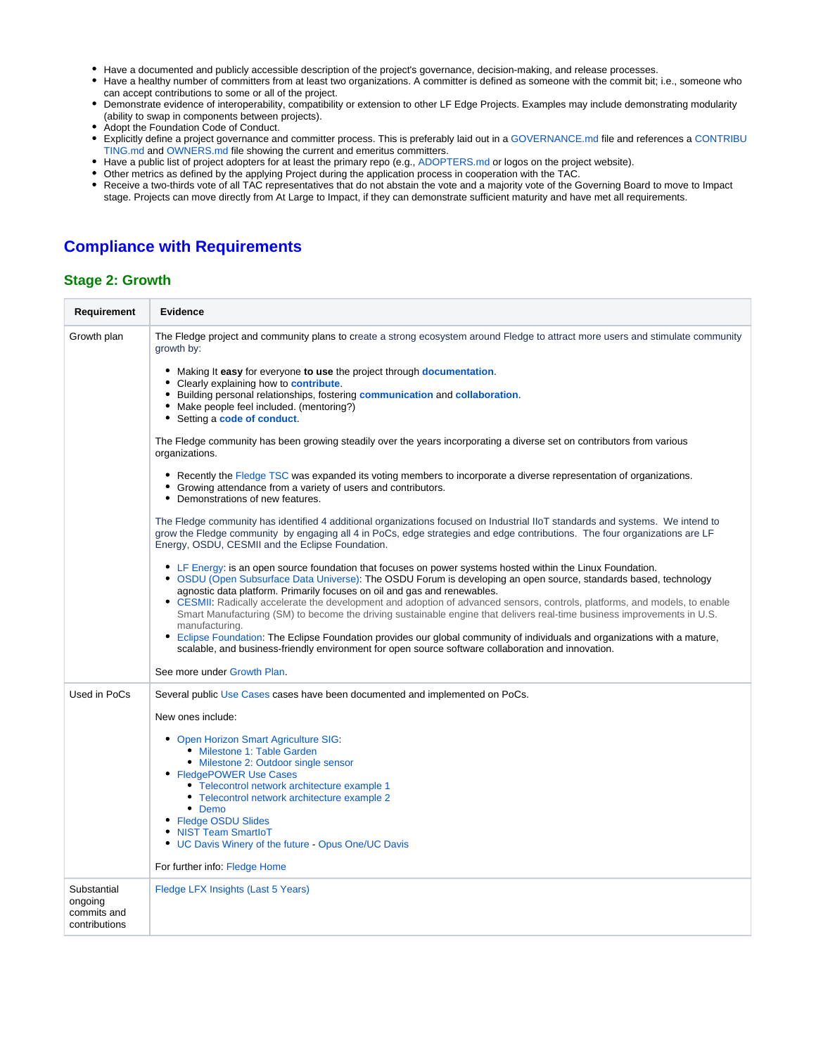- Have a documented and publicly accessible description of the project's governance, decision-making, and release processes.
- Have a healthy number of committers from at least two organizations. A committer is defined as someone with the commit bit; i.e., someone who can accept contributions to some or all of the project.
- Demonstrate evidence of interoperability, compatibility or extension to other LF Edge Projects. Examples may include demonstrating modularity (ability to swap in components between projects).
- Adopt the Foundation Code of Conduct.
- Explicitly define a project governance and committer process. This is preferably laid out in a GOVERNANCE.md file and references a CONTRIBUTING.md and OWNERS.md file showing the current and emeritus committers.
- Have a public list of project adopters for at least the primary repo (e.g., ADOPTERS.md or logos on the project website).
- Other metrics as defined by the applying Project during the application process in cooperation with the TAC.
- Receive a two-thirds vote of all TAC representatives that do not abstain the vote and a majority vote of the Governing Board to move to Impact stage. Projects can move directly from At Large to Impact, if they can demonstrate sufficient maturity and have met all requirements.

# Compliance with Requirements

## Stage 2: Growth

| Requirement | Evidence |
|---|---|
| Growth plan | The Fledge project and community plans to create a strong ecosystem around Fledge to attract more users and stimulate community growth by:<br><br>• Making It **easy** for everyone **to use** the project through **documentation**.<br>• Clearly explaining how to **contribute**.<br>• Building personal relationships, fostering **communication** and **collaboration**.<br>• Make people feel included. (mentoring?)<br>• Setting a **code of conduct**.<br><br>The Fledge community has been growing steadily over the years incorporating a diverse set on contributors from various organizations.<br><br>• Recently the Fledge TSC was expanded its voting members to incorporate a diverse representation of organizations.<br>• Growing attendance from a variety of users and contributors.<br>• Demonstrations of new features.<br><br>The Fledge community has identified 4 additional organizations focused on Industrial IIoT standards and systems. We intend to grow the Fledge community by engaging all 4 in PoCs, edge strategies and edge contributions. The four organizations are LF Energy, OSDU, CESMII and the Eclipse Foundation.<br><br>• LF Energy: is an open source foundation that focuses on power systems hosted within the Linux Foundation.<br>• OSDU (Open Subsurface Data Universe): The OSDU Forum is developing an open source, standards based, technology agnostic data platform. Primarily focuses on oil and gas and renewables.<br>• CESMII: Radically accelerate the development and adoption of advanced sensors, controls, platforms, and models, to enable Smart Manufacturing (SM) to become the driving sustainable engine that delivers real-time business improvements in U.S. manufacturing.<br>• Eclipse Foundation: The Eclipse Foundation provides our global community of individuals and organizations with a mature, scalable, and business-friendly environment for open source software collaboration and innovation.<br><br>See more under Growth Plan. |
| Used in PoCs | Several public Use Cases cases have been documented and implemented on PoCs.<br><br>New ones include:<br><br>• Open Horizon Smart Agriculture SIG:<br>&nbsp;&nbsp;◦ Milestone 1: Table Garden<br>&nbsp;&nbsp;◦ Milestone 2: Outdoor single sensor<br>• FledgePOWER Use Cases<br>&nbsp;&nbsp;◦ Telecontrol network architecture example 1<br>&nbsp;&nbsp;◦ Telecontrol network architecture example 2<br>&nbsp;&nbsp;◦ Demo<br>• Fledge OSDU Slides<br>• NIST Team SmartIoT<br>• UC Davis Winery of the future - Opus One/UC Davis<br><br>For further info: Fledge Home |
| Substantial ongoing commits and contributions | Fledge LFX Insights (Last 5 Years) |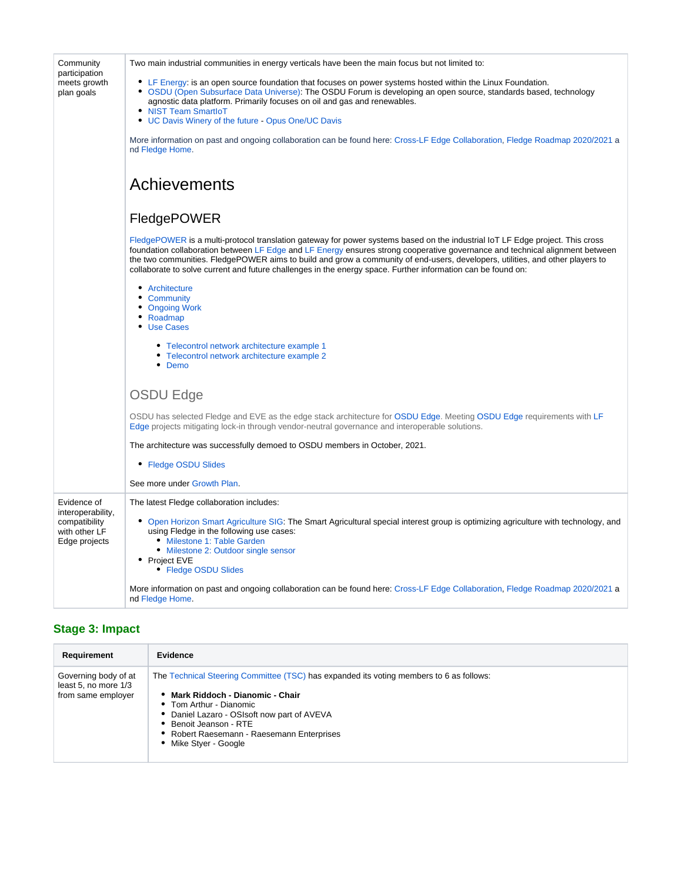| | |
|---|---|
| Community participation meets growth plan goals | Two main industrial communities in energy verticals have been the main focus but not limited to:<br><br>• LF Energy: is an open source foundation that focuses on power systems hosted within the Linux Foundation.<br>• OSDU (Open Subsurface Data Universe): The OSDU Forum is developing an open source, standards based, technology agnostic data platform. Primarily focuses on oil and gas and renewables.<br>• NIST Team SmartIoT<br>• UC Davis Winery of the future - Opus One/UC Davis<br><br>More information on past and ongoing collaboration can be found here: Cross-LF Edge Collaboration, Fledge Roadmap 2020/2021 and Fledge Home.<br><br># Achievements<br><br>## FledgePOWER<br><br>FledgePOWER is a multi-protocol translation gateway for power systems based on the industrial IoT LF Edge project. This cross foundation collaboration between LF Edge and LF Energy ensures strong cooperative governance and technical alignment between the two communities. FledgePOWER aims to build and grow a community of end-users, developers, utilities, and other players to collaborate to solve current and future challenges in the energy space. Further information can be found on:<br><br>• Architecture<br>• Community<br>• Ongoing Work<br>• Roadmap<br>• Use Cases<br>&nbsp;&nbsp;&nbsp;&nbsp;◦ Telecontrol network architecture example 1<br>&nbsp;&nbsp;&nbsp;&nbsp;◦ Telecontrol network architecture example 2<br>&nbsp;&nbsp;&nbsp;&nbsp;◦ Demo<br><br>## OSDU Edge<br><br>OSDU has selected Fledge and EVE as the edge stack architecture for OSDU Edge. Meeting OSDU Edge requirements with LF Edge projects mitigating lock-in through vendor-neutral governance and interoperable solutions.<br><br>The architecture was successfully demoed to OSDU members in October, 2021.<br><br>• Fledge OSDU Slides<br><br>See more under Growth Plan. |
| Evidence of interoperability, compatibility with other LF Edge projects | The latest Fledge collaboration includes:<br><br>• Open Horizon Smart Agriculture SIG: The Smart Agricultural special interest group is optimizing agriculture with technology, and using Fledge in the following use cases:<br>&nbsp;&nbsp;&nbsp;&nbsp;◦ Milestone 1: Table Garden<br>&nbsp;&nbsp;&nbsp;&nbsp;◦ Milestone 2: Outdoor single sensor<br>• Project EVE<br>&nbsp;&nbsp;&nbsp;&nbsp;◦ Fledge OSDU Slides<br><br>More information on past and ongoing collaboration can be found here: Cross-LF Edge Collaboration, Fledge Roadmap 2020/2021 and Fledge Home. |

## Stage 3: Impact

| Requirement | Evidence |
|---|---|
| Governing body of at least 5, no more 1/3 from same employer | The Technical Steering Committee (TSC) has expanded its voting members to 6 as follows:<br><br>• **Mark Riddoch - Dianomic - Chair**<br>• Tom Arthur - Dianomic<br>• Daniel Lazaro - OSIsoft now part of AVEVA<br>• Benoit Jeanson - RTE<br>• Robert Raesemann - Raesemann Enterprises<br>• Mike Styer - Google |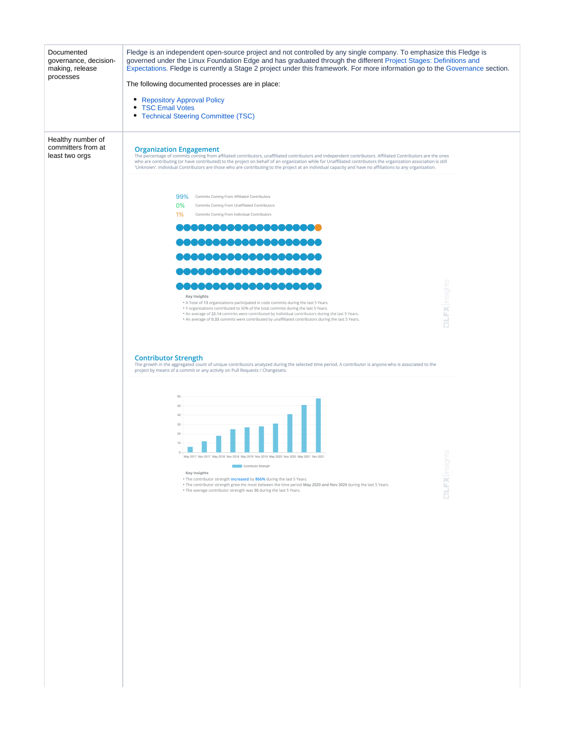| | |
|---|---|
| Documented governance, decision-making, release processes | Fledge is an independent open-source project and not controlled by any single company. To emphasize this Fledge is governed under the Linux Foundation Edge and has graduated through the different Project Stages: Definitions and Expectations. Fledge is currently a Stage 2 project under this framework. For more information go to the Governance section.<br><br>The following documented processes are in place:<br><br>• Repository Approval Policy<br>• TSC Email Votes<br>• Technical Steering Committee (TSC) |
| Healthy number of committers from at least two orgs | **Organization Engagement**<br>The percentage of commits coming from affiliated contributors, unaffiliated contributors and independent contributors. Affiliated Contributors are the ones who are contributing (or have contributed) to the project on behalf of an organization while for Unaffiliated contributors the organization association is still 'Unknown'. Individual Contributors are those who are contributing to the project at an individual capacity and have no affiliations to any organization.<br><br>99% Commits Coming From Affiliated Contributors<br>0% Commits Coming From Unaffiliated Contributors<br>1% Commits Coming From Individual Contributors<br><br>Key Insights<br>• A Total of **13** organizations participated in code commits during the last 5 Years.<br>• **1** organizations contributed to 50% of the total commits during the last 5 Years.<br>• An average of **22.14** commits were contributed by individual contributors during the last 5 Years.<br>• An average of **0.33** commits were contributed by unaffiliated contributors during the last 5 Years.<br><br>**Contributor Strength**<br>The growth in the aggregated count of unique contributors analyzed during the selected time period. A contributor is anyone who is associated to the project by means of a commit or any activity on Pull Requests / Changesets.<br><br>Key Insights<br>• The contributor strength **increased** by **866%** during the last 5 Years.<br>• The contributor strength grew the most between the time period **May 2020 and Nov 2020** during the last 5 Years.<br>• The average contributor strength was **30** during the last 5 Years. |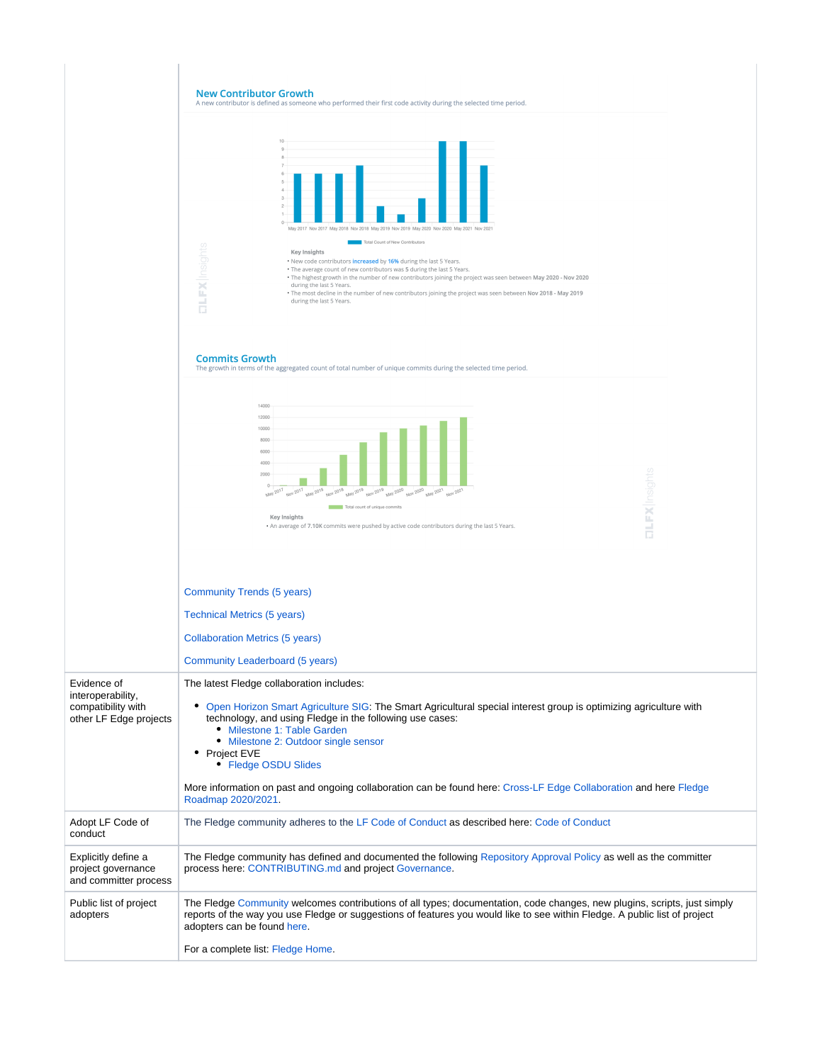| | |
|---|---|
| | **New Contributor Growth**<br>A new contributor is defined as someone who performed their first code activity during the selected time period.<br><br>10 9 8 7 6 5 4 3 2 1 0<br>May 2017 Nov 2017 May 2018 Nov 2018 May 2019 Nov 2019 May 2020 Nov 2020 May 2021 Nov 2021<br>Total Count of New Contributors<br><br>LFX Insights<br><br>Key Insights<br>• New code contributors increased by 16% during the last 5 Years.<br>• The average count of new contributors was 5 during the last 5 Years.<br>• The highest growth in the number of new contributors joining the project was seen between May 2020 - Nov 2020 during the last 5 Years.<br>• The most decline in the number of new contributors joining the project was seen between Nov 2018 - May 2019 during the last 5 Years.<br><br>**Commits Growth**<br>The growth in terms of the aggregated count of total number of unique commits during the selected time period.<br><br>14000 12000 10000 8000 6000 4000 2000 0<br>May 2017 Nov 2017 May 2018 Nov 2018 May 2019 Nov 2019 May 2020 Nov 2020 May 2021 Nov 2021<br>Total count of unique commits<br><br>LFX Insights<br><br>Key Insights<br>• An average of 7.10K commits were pushed by active code contributors during the last 5 Years.<br><br>Community Trends (5 years)<br><br>Technical Metrics (5 years)<br><br>Collaboration Metrics (5 years)<br><br>Community Leaderboard (5 years) |
| Evidence of interoperability, compatibility with other LF Edge projects | The latest Fledge collaboration includes:<br><br>• Open Horizon Smart Agriculture SIG: The Smart Agricultural special interest group is optimizing agriculture with technology, and using Fledge in the following use cases:<br>&nbsp;&nbsp;• Milestone 1: Table Garden<br>&nbsp;&nbsp;• Milestone 2: Outdoor single sensor<br>• Project EVE<br>&nbsp;&nbsp;• Fledge OSDU Slides<br><br>More information on past and ongoing collaboration can be found here: Cross-LF Edge Collaboration and here Fledge Roadmap 2020/2021. |
| Adopt LF Code of conduct | The Fledge community adheres to the LF Code of Conduct as described here: Code of Conduct |
| Explicitly define a project governance and committer process | The Fledge community has defined and documented the following Repository Approval Policy as well as the committer process here: CONTRIBUTING.md and project Governance. |
| Public list of project adopters | The Fledge Community welcomes contributions of all types; documentation, code changes, new plugins, scripts, just simply reports of the way you use Fledge or suggestions of features you would like to see within Fledge. A public list of project adopters can be found here.<br><br>For a complete list: Fledge Home. |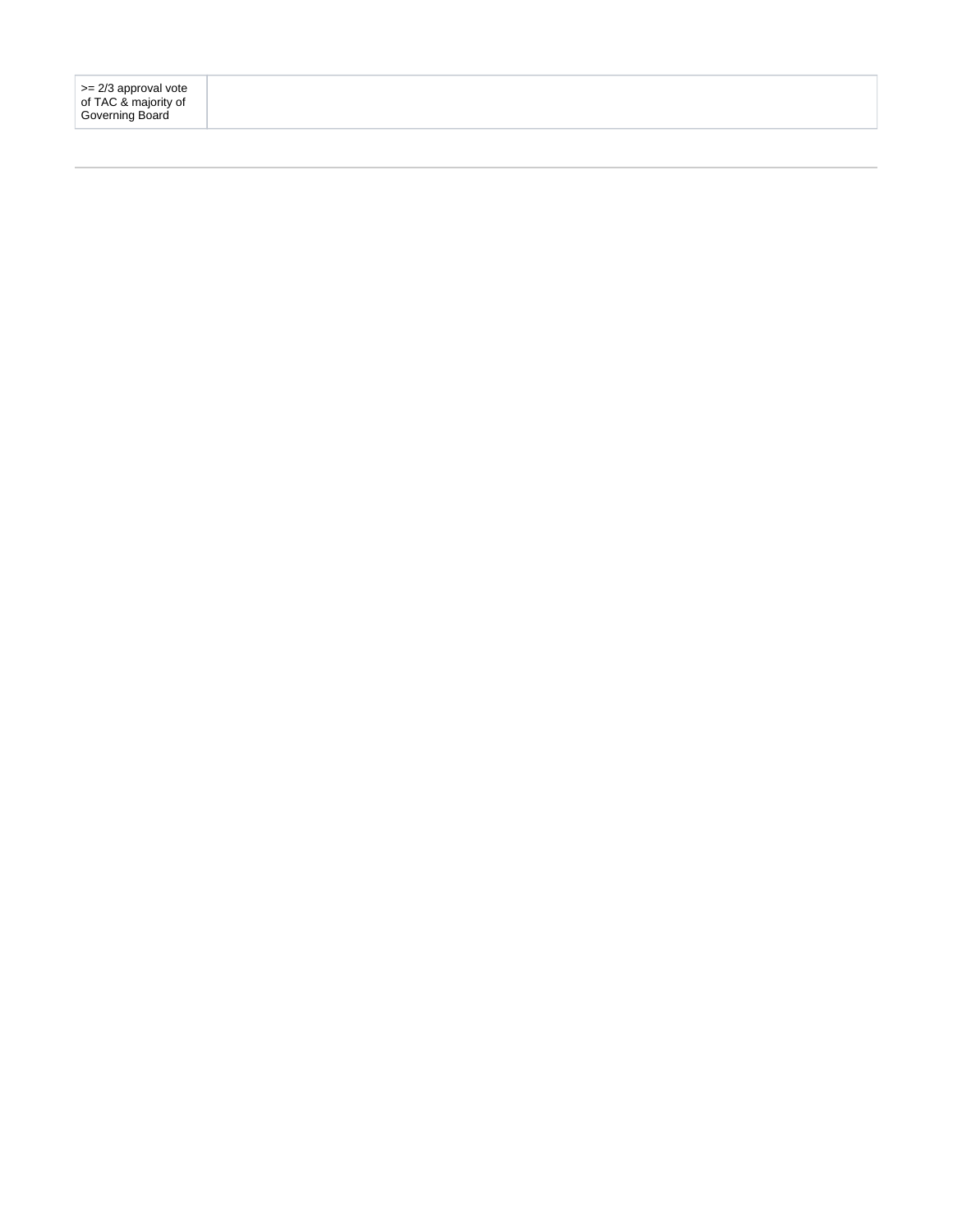| | |
|---|---|
| >= 2/3 approval vote of TAC & majority of Governing Board | |

---